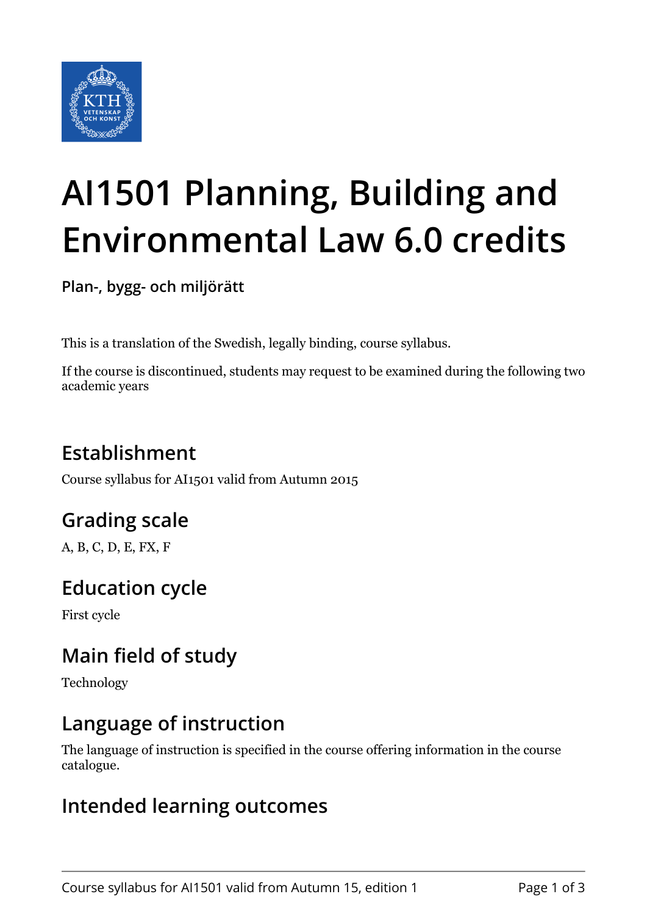# AI1501 Planning, Building and Environmental Law 6.0 credits

**Plan-, bygg- och miljörätt**

This is a translation of the Swedish, legally binding, course syllabus.

If the course is discontinued, students may request to be examined during the following two academic years

## Establishment

Course syllabus for AI1501 valid from Autumn 2015

## Grading scale

A, B, C, D, E, FX, F

## Education cycle

First cycle

## Main field of study

Technology

## Language of instruction

The language of instruction is specified in the course offering information in the course catalogue.

## Intended learning outcomes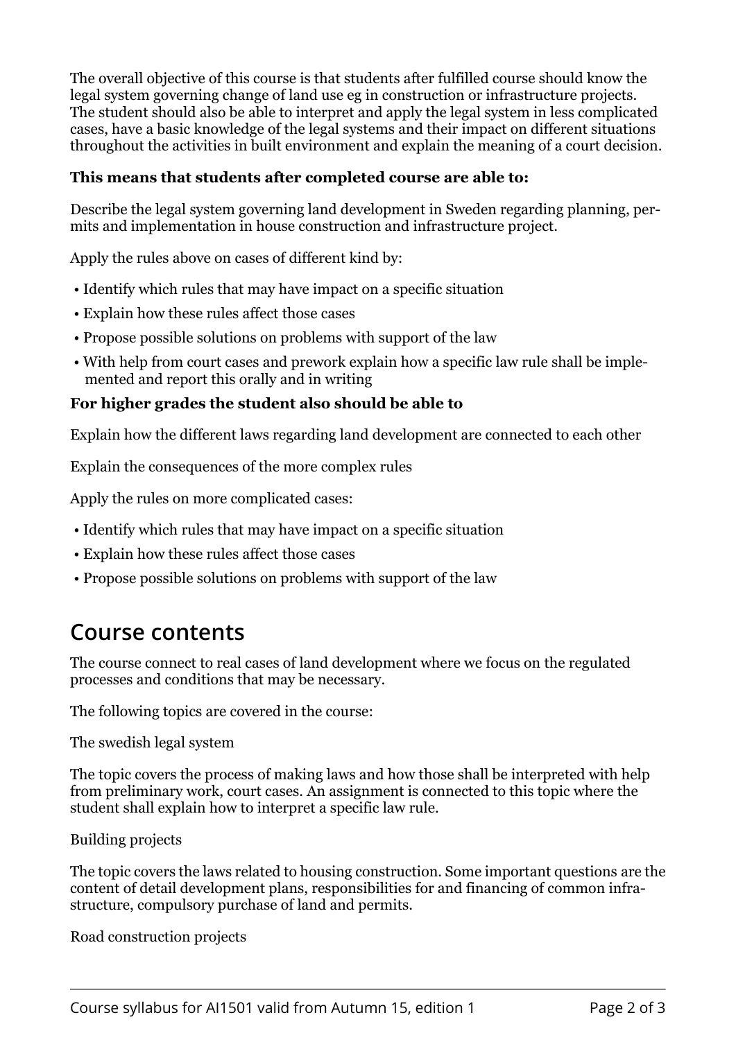The overall objective of this course is that students after fulfilled course should know the legal system governing change of land use eg in construction or infrastructure projects. The student should also be able to interpret and apply the legal system in less complicated cases, have a basic knowledge of the legal systems and their impact on different situations throughout the activities in built environment and explain the meaning of a court decision.

**This means that students after completed course are able to:**

Describe the legal system governing land development in Sweden regarding planning, permits and implementation in house construction and infrastructure project.

Apply the rules above on cases of different kind by:

- Identify which rules that may have impact on a specific situation
- Explain how these rules affect those cases
- Propose possible solutions on problems with support of the law
- With help from court cases and prework explain how a specific law rule shall be implemented and report this orally and in writing

**For higher grades the student also should be able to**

Explain how the different laws regarding land development are connected to each other

Explain the consequences of the more complex rules

Apply the rules on more complicated cases:

- Identify which rules that may have impact on a specific situation
- Explain how these rules affect those cases
- Propose possible solutions on problems with support of the law

## Course contents

The course connect to real cases of land development where we focus on the regulated processes and conditions that may be necessary.

The following topics are covered in the course:

The swedish legal system

The topic covers the process of making laws and how those shall be interpreted with help from preliminary work, court cases. An assignment is connected to this topic where the student shall explain how to interpret a specific law rule.

Building projects

The topic covers the laws related to housing construction. Some important questions are the content of detail development plans, responsibilities for and financing of common infrastructure, compulsory purchase of land and permits.

Road construction projects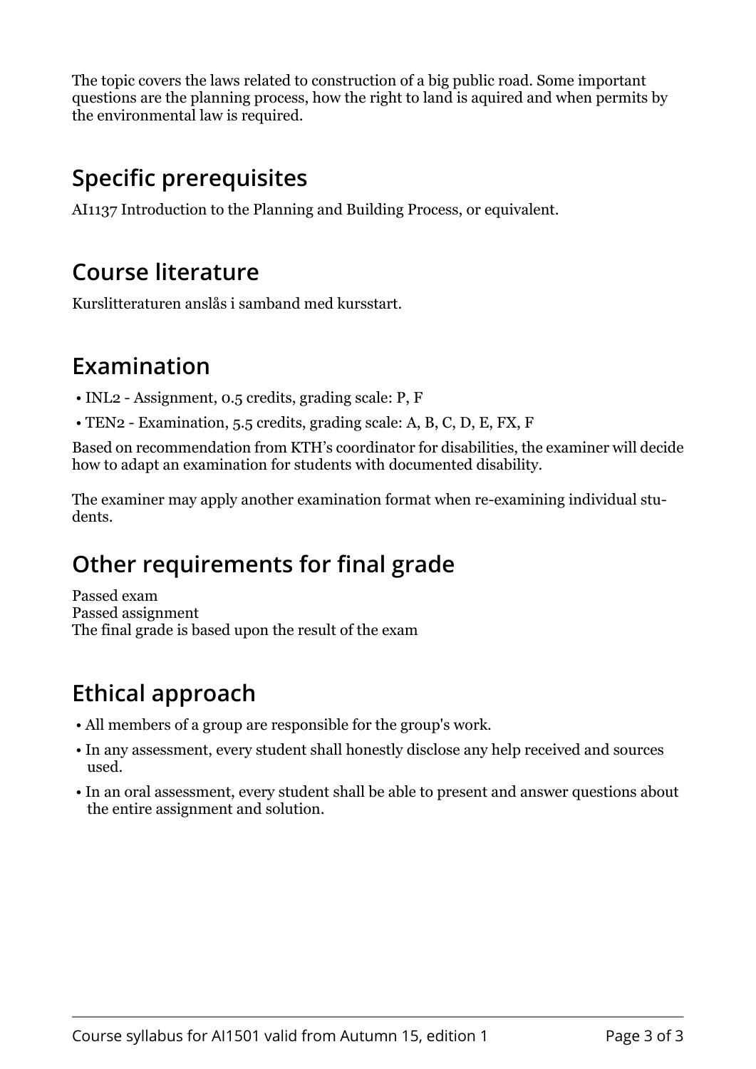The topic covers the laws related to construction of a big public road. Some important questions are the planning process, how the right to land is aquired and when permits by the environmental law is required.

## Specific prerequisites

AI1137 Introduction to the Planning and Building Process, or equivalent.

## Course literature

Kurslitteraturen anslås i samband med kursstart.

## Examination

- INL2 - Assignment, 0.5 credits, grading scale: P, F
- TEN2 - Examination, 5.5 credits, grading scale: A, B, C, D, E, FX, F

Based on recommendation from KTH's coordinator for disabilities, the examiner will decide how to adapt an examination for students with documented disability.

The examiner may apply another examination format when re-examining individual students.

## Other requirements for final grade

Passed exam
Passed assignment
The final grade is based upon the result of the exam

## Ethical approach

- All members of a group are responsible for the group's work.
- In any assessment, every student shall honestly disclose any help received and sources used.
- In an oral assessment, every student shall be able to present and answer questions about the entire assignment and solution.